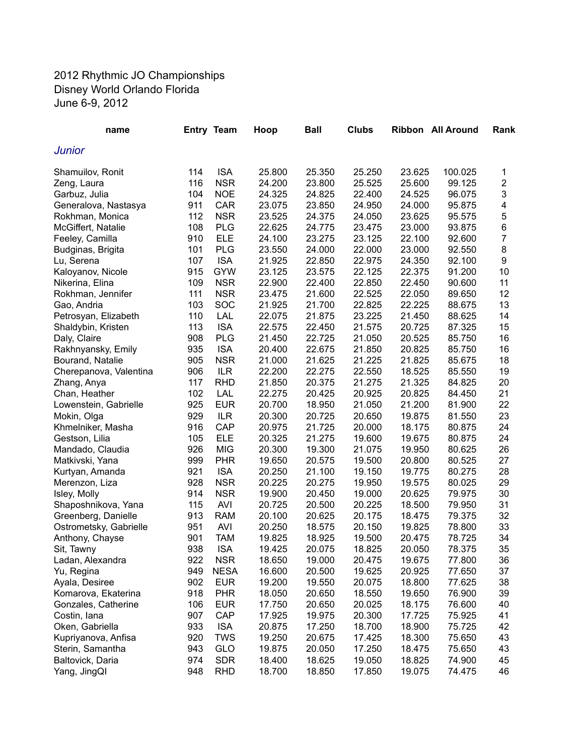2012 Rhythmic JO Championships
Disney World Orlando Florida
June 6-9, 2012

| name | Entry | Team | Hoop | Ball | Clubs | Ribbon | All Around | Rank |
|---|---|---|---|---|---|---|---|---|
| *Junior* | | | | | | | | |
| Shamuilov, Ronit | 114 | ISA | 25.800 | 25.350 | 25.250 | 23.625 | 100.025 | 1 |
| Zeng, Laura | 116 | NSR | 24.200 | 23.800 | 25.525 | 25.600 | 99.125 | 2 |
| Garbuz, Julia | 104 | NOE | 24.325 | 24.825 | 22.400 | 24.525 | 96.075 | 3 |
| Generalova, Nastasya | 911 | CAR | 23.075 | 23.850 | 24.950 | 24.000 | 95.875 | 4 |
| Rokhman, Monica | 112 | NSR | 23.525 | 24.375 | 24.050 | 23.625 | 95.575 | 5 |
| McGiffert, Natalie | 108 | PLG | 22.625 | 24.775 | 23.475 | 23.000 | 93.875 | 6 |
| Feeley, Camilla | 910 | ELE | 24.100 | 23.275 | 23.125 | 22.100 | 92.600 | 7 |
| Budginas, Brigita | 101 | PLG | 23.550 | 24.000 | 22.000 | 23.000 | 92.550 | 8 |
| Lu, Serena | 107 | ISA | 21.925 | 22.850 | 22.975 | 24.350 | 92.100 | 9 |
| Kaloyanov, Nicole | 915 | GYW | 23.125 | 23.575 | 22.125 | 22.375 | 91.200 | 10 |
| Nikerina, Elina | 109 | NSR | 22.900 | 22.400 | 22.850 | 22.450 | 90.600 | 11 |
| Rokhman, Jennifer | 111 | NSR | 23.475 | 21.600 | 22.525 | 22.050 | 89.650 | 12 |
| Gao, Andria | 103 | SOC | 21.925 | 21.700 | 22.825 | 22.225 | 88.675 | 13 |
| Petrosyan, Elizabeth | 110 | LAL | 22.075 | 21.875 | 23.225 | 21.450 | 88.625 | 14 |
| Shaldybin, Kristen | 113 | ISA | 22.575 | 22.450 | 21.575 | 20.725 | 87.325 | 15 |
| Daly, Claire | 908 | PLG | 21.450 | 22.725 | 21.050 | 20.525 | 85.750 | 16 |
| Rakhnyansky, Emily | 935 | ISA | 20.400 | 22.675 | 21.850 | 20.825 | 85.750 | 16 |
| Bourand, Natalie | 905 | NSR | 21.000 | 21.625 | 21.225 | 21.825 | 85.675 | 18 |
| Cherepanova, Valentina | 906 | ILR | 22.200 | 22.275 | 22.550 | 18.525 | 85.550 | 19 |
| Zhang, Anya | 117 | RHD | 21.850 | 20.375 | 21.275 | 21.325 | 84.825 | 20 |
| Chan, Heather | 102 | LAL | 22.275 | 20.425 | 20.925 | 20.825 | 84.450 | 21 |
| Lowenstein, Gabrielle | 925 | EUR | 20.700 | 18.950 | 21.050 | 21.200 | 81.900 | 22 |
| Mokin, Olga | 929 | ILR | 20.300 | 20.725 | 20.650 | 19.875 | 81.550 | 23 |
| Khmelniker, Masha | 916 | CAP | 20.975 | 21.725 | 20.000 | 18.175 | 80.875 | 24 |
| Gestson, Lilia | 105 | ELE | 20.325 | 21.275 | 19.600 | 19.675 | 80.875 | 24 |
| Mandado, Claudia | 926 | MIG | 20.300 | 19.300 | 21.075 | 19.950 | 80.625 | 26 |
| Matkivski, Yana | 999 | PHR | 19.650 | 20.575 | 19.500 | 20.800 | 80.525 | 27 |
| Kurtyan, Amanda | 921 | ISA | 20.250 | 21.100 | 19.150 | 19.775 | 80.275 | 28 |
| Merenzon, Liza | 928 | NSR | 20.225 | 20.275 | 19.950 | 19.575 | 80.025 | 29 |
| Isley, Molly | 914 | NSR | 19.900 | 20.450 | 19.000 | 20.625 | 79.975 | 30 |
| Shaposhnikova, Yana | 115 | AVI | 20.725 | 20.500 | 20.225 | 18.500 | 79.950 | 31 |
| Greenberg, Danielle | 913 | RAM | 20.100 | 20.625 | 20.175 | 18.475 | 79.375 | 32 |
| Ostrometsky, Gabrielle | 951 | AVI | 20.250 | 18.575 | 20.150 | 19.825 | 78.800 | 33 |
| Anthony, Chayse | 901 | TAM | 19.825 | 18.925 | 19.500 | 20.475 | 78.725 | 34 |
| Sit, Tawny | 938 | ISA | 19.425 | 20.075 | 18.825 | 20.050 | 78.375 | 35 |
| Ladan, Alexandra | 922 | NSR | 18.650 | 19.000 | 20.475 | 19.675 | 77.800 | 36 |
| Yu, Regina | 949 | NESA | 16.600 | 20.500 | 19.625 | 20.925 | 77.650 | 37 |
| Ayala, Desiree | 902 | EUR | 19.200 | 19.550 | 20.075 | 18.800 | 77.625 | 38 |
| Komarova, Ekaterina | 918 | PHR | 18.050 | 20.650 | 18.550 | 19.650 | 76.900 | 39 |
| Gonzales, Catherine | 106 | EUR | 17.750 | 20.650 | 20.025 | 18.175 | 76.600 | 40 |
| Costin, Iana | 907 | CAP | 17.925 | 19.975 | 20.300 | 17.725 | 75.925 | 41 |
| Oken, Gabriella | 933 | ISA | 20.875 | 17.250 | 18.700 | 18.900 | 75.725 | 42 |
| Kupriyanova, Anfisa | 920 | TWS | 19.250 | 20.675 | 17.425 | 18.300 | 75.650 | 43 |
| Sterin, Samantha | 943 | GLO | 19.875 | 20.050 | 17.250 | 18.475 | 75.650 | 43 |
| Baltovick, Daria | 974 | SDR | 18.400 | 18.625 | 19.050 | 18.825 | 74.900 | 45 |
| Yang, JingQI | 948 | RHD | 18.700 | 18.850 | 17.850 | 19.075 | 74.475 | 46 |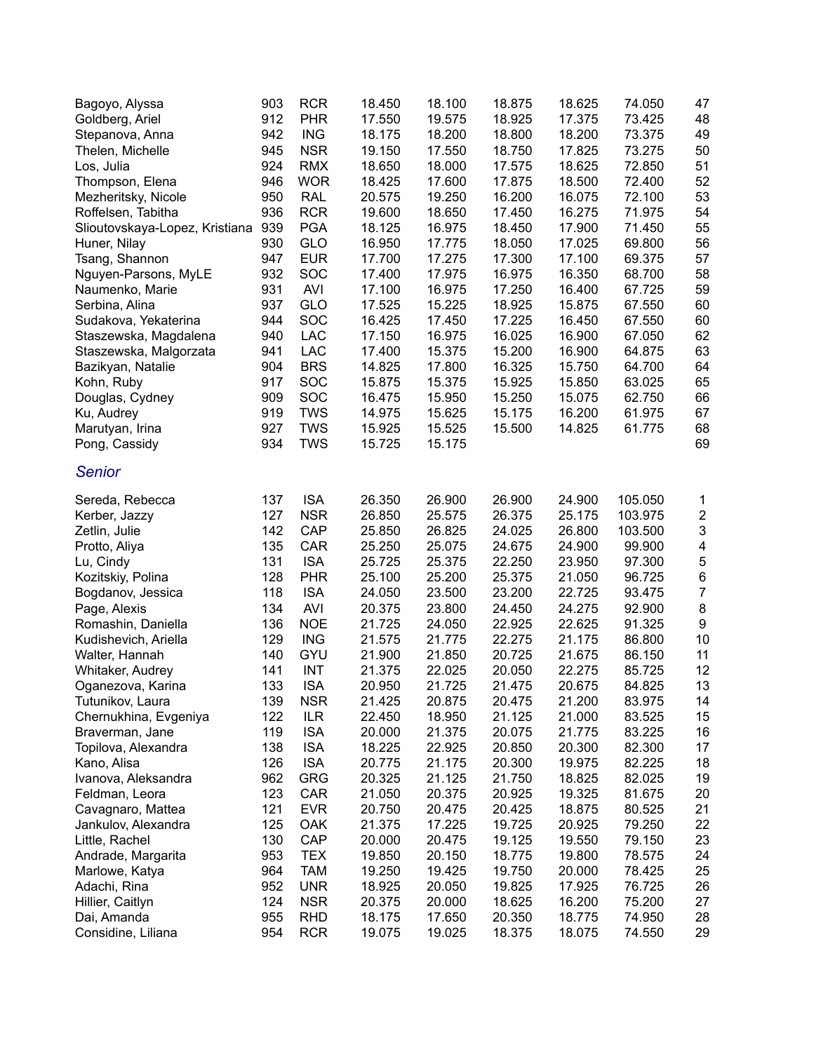| | | | | | | | | |
|---|---|---|---|---|---|---|---|---|
| Bagoyo, Alyssa | 903 | RCR | 18.450 | 18.100 | 18.875 | 18.625 | 74.050 | 47 |
| Goldberg, Ariel | 912 | PHR | 17.550 | 19.575 | 18.925 | 17.375 | 73.425 | 48 |
| Stepanova, Anna | 942 | ING | 18.175 | 18.200 | 18.800 | 18.200 | 73.375 | 49 |
| Thelen, Michelle | 945 | NSR | 19.150 | 17.550 | 18.750 | 17.825 | 73.275 | 50 |
| Los, Julia | 924 | RMX | 18.650 | 18.000 | 17.575 | 18.625 | 72.850 | 51 |
| Thompson, Elena | 946 | WOR | 18.425 | 17.600 | 17.875 | 18.500 | 72.400 | 52 |
| Mezheritsky, Nicole | 950 | RAL | 20.575 | 19.250 | 16.200 | 16.075 | 72.100 | 53 |
| Roffelsen, Tabitha | 936 | RCR | 19.600 | 18.650 | 17.450 | 16.275 | 71.975 | 54 |
| Slioutovskaya-Lopez, Kristiana | 939 | PGA | 18.125 | 16.975 | 18.450 | 17.900 | 71.450 | 55 |
| Huner, Nilay | 930 | GLO | 16.950 | 17.775 | 18.050 | 17.025 | 69.800 | 56 |
| Tsang, Shannon | 947 | EUR | 17.700 | 17.275 | 17.300 | 17.100 | 69.375 | 57 |
| Nguyen-Parsons, MyLE | 932 | SOC | 17.400 | 17.975 | 16.975 | 16.350 | 68.700 | 58 |
| Naumenko, Marie | 931 | AVI | 17.100 | 16.975 | 17.250 | 16.400 | 67.725 | 59 |
| Serbina, Alina | 937 | GLO | 17.525 | 15.225 | 18.925 | 15.875 | 67.550 | 60 |
| Sudakova, Yekaterina | 944 | SOC | 16.425 | 17.450 | 17.225 | 16.450 | 67.550 | 60 |
| Staszewska, Magdalena | 940 | LAC | 17.150 | 16.975 | 16.025 | 16.900 | 67.050 | 62 |
| Staszewska, Malgorzata | 941 | LAC | 17.400 | 15.375 | 15.200 | 16.900 | 64.875 | 63 |
| Bazikyan, Natalie | 904 | BRS | 14.825 | 17.800 | 16.325 | 15.750 | 64.700 | 64 |
| Kohn, Ruby | 917 | SOC | 15.875 | 15.375 | 15.925 | 15.850 | 63.025 | 65 |
| Douglas, Cydney | 909 | SOC | 16.475 | 15.950 | 15.250 | 15.075 | 62.750 | 66 |
| Ku, Audrey | 919 | TWS | 14.975 | 15.625 | 15.175 | 16.200 | 61.975 | 67 |
| Marutyan, Irina | 927 | TWS | 15.925 | 15.525 | 15.500 | 14.825 | 61.775 | 68 |
| Pong, Cassidy | 934 | TWS | 15.725 | 15.175 | | | | 69 |

### *Senior*

| | | | | | | | | |
|---|---|---|---|---|---|---|---|---|
| Sereda, Rebecca | 137 | ISA | 26.350 | 26.900 | 26.900 | 24.900 | 105.050 | 1 |
| Kerber, Jazzy | 127 | NSR | 26.850 | 25.575 | 26.375 | 25.175 | 103.975 | 2 |
| Zetlin, Julie | 142 | CAP | 25.850 | 26.825 | 24.025 | 26.800 | 103.500 | 3 |
| Protto, Aliya | 135 | CAR | 25.250 | 25.075 | 24.675 | 24.900 | 99.900 | 4 |
| Lu, Cindy | 131 | ISA | 25.725 | 25.375 | 22.250 | 23.950 | 97.300 | 5 |
| Kozitskiy, Polina | 128 | PHR | 25.100 | 25.200 | 25.375 | 21.050 | 96.725 | 6 |
| Bogdanov, Jessica | 118 | ISA | 24.050 | 23.500 | 23.200 | 22.725 | 93.475 | 7 |
| Page, Alexis | 134 | AVI | 20.375 | 23.800 | 24.450 | 24.275 | 92.900 | 8 |
| Romashin, Daniella | 136 | NOE | 21.725 | 24.050 | 22.925 | 22.625 | 91.325 | 9 |
| Kudishevich, Ariella | 129 | ING | 21.575 | 21.775 | 22.275 | 21.175 | 86.800 | 10 |
| Walter, Hannah | 140 | GYU | 21.900 | 21.850 | 20.725 | 21.675 | 86.150 | 11 |
| Whitaker, Audrey | 141 | INT | 21.375 | 22.025 | 20.050 | 22.275 | 85.725 | 12 |
| Oganezova, Karina | 133 | ISA | 20.950 | 21.725 | 21.475 | 20.675 | 84.825 | 13 |
| Tutunikov, Laura | 139 | NSR | 21.425 | 20.875 | 20.475 | 21.200 | 83.975 | 14 |
| Chernukhina, Evgeniya | 122 | ILR | 22.450 | 18.950 | 21.125 | 21.000 | 83.525 | 15 |
| Braverman, Jane | 119 | ISA | 20.000 | 21.375 | 20.075 | 21.775 | 83.225 | 16 |
| Topilova, Alexandra | 138 | ISA | 18.225 | 22.925 | 20.850 | 20.300 | 82.300 | 17 |
| Kano, Alisa | 126 | ISA | 20.775 | 21.175 | 20.300 | 19.975 | 82.225 | 18 |
| Ivanova, Aleksandra | 962 | GRG | 20.325 | 21.125 | 21.750 | 18.825 | 82.025 | 19 |
| Feldman, Leora | 123 | CAR | 21.050 | 20.375 | 20.925 | 19.325 | 81.675 | 20 |
| Cavagnaro, Mattea | 121 | EVR | 20.750 | 20.475 | 20.425 | 18.875 | 80.525 | 21 |
| Jankulov, Alexandra | 125 | OAK | 21.375 | 17.225 | 19.725 | 20.925 | 79.250 | 22 |
| Little, Rachel | 130 | CAP | 20.000 | 20.475 | 19.125 | 19.550 | 79.150 | 23 |
| Andrade, Margarita | 953 | TEX | 19.850 | 20.150 | 18.775 | 19.800 | 78.575 | 24 |
| Marlowe, Katya | 964 | TAM | 19.250 | 19.425 | 19.750 | 20.000 | 78.425 | 25 |
| Adachi, Rina | 952 | UNR | 18.925 | 20.050 | 19.825 | 17.925 | 76.725 | 26 |
| Hillier, Caitlyn | 124 | NSR | 20.375 | 20.000 | 18.625 | 16.200 | 75.200 | 27 |
| Dai, Amanda | 955 | RHD | 18.175 | 17.650 | 20.350 | 18.775 | 74.950 | 28 |
| Considine, Liliana | 954 | RCR | 19.075 | 19.025 | 18.375 | 18.075 | 74.550 | 29 |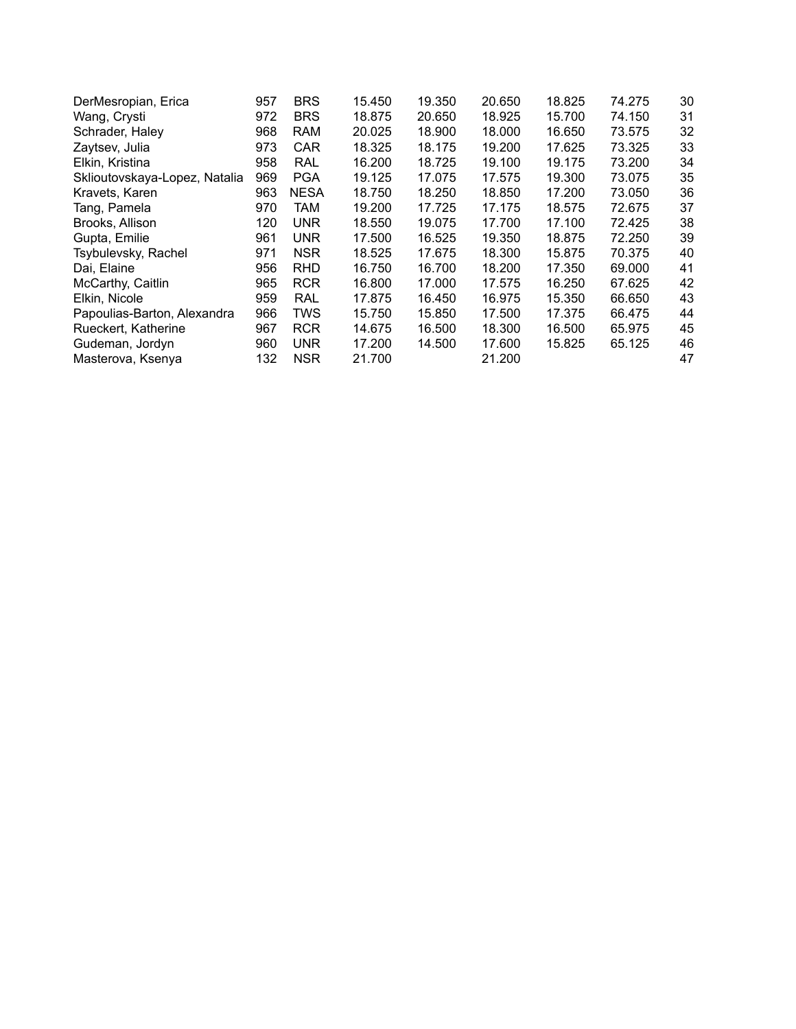| | | | | | | | | |
|---|---|---|---|---|---|---|---|---|
| DerMesropian, Erica | 957 | BRS | 15.450 | 19.350 | 20.650 | 18.825 | 74.275 | 30 |
| Wang, Crysti | 972 | BRS | 18.875 | 20.650 | 18.925 | 15.700 | 74.150 | 31 |
| Schrader, Haley | 968 | RAM | 20.025 | 18.900 | 18.000 | 16.650 | 73.575 | 32 |
| Zaytsev, Julia | 973 | CAR | 18.325 | 18.175 | 19.200 | 17.625 | 73.325 | 33 |
| Elkin, Kristina | 958 | RAL | 16.200 | 18.725 | 19.100 | 19.175 | 73.200 | 34 |
| Sklioutovskaya-Lopez, Natalia | 969 | PGA | 19.125 | 17.075 | 17.575 | 19.300 | 73.075 | 35 |
| Kravets, Karen | 963 | NESA | 18.750 | 18.250 | 18.850 | 17.200 | 73.050 | 36 |
| Tang, Pamela | 970 | TAM | 19.200 | 17.725 | 17.175 | 18.575 | 72.675 | 37 |
| Brooks, Allison | 120 | UNR | 18.550 | 19.075 | 17.700 | 17.100 | 72.425 | 38 |
| Gupta, Emilie | 961 | UNR | 17.500 | 16.525 | 19.350 | 18.875 | 72.250 | 39 |
| Tsybulevsky, Rachel | 971 | NSR | 18.525 | 17.675 | 18.300 | 15.875 | 70.375 | 40 |
| Dai, Elaine | 956 | RHD | 16.750 | 16.700 | 18.200 | 17.350 | 69.000 | 41 |
| McCarthy, Caitlin | 965 | RCR | 16.800 | 17.000 | 17.575 | 16.250 | 67.625 | 42 |
| Elkin, Nicole | 959 | RAL | 17.875 | 16.450 | 16.975 | 15.350 | 66.650 | 43 |
| Papoulias-Barton, Alexandra | 966 | TWS | 15.750 | 15.850 | 17.500 | 17.375 | 66.475 | 44 |
| Rueckert, Katherine | 967 | RCR | 14.675 | 16.500 | 18.300 | 16.500 | 65.975 | 45 |
| Gudeman, Jordyn | 960 | UNR | 17.200 | 14.500 | 17.600 | 15.825 | 65.125 | 46 |
| Masterova, Ksenya | 132 | NSR | 21.700 | | 21.200 | | | 47 |